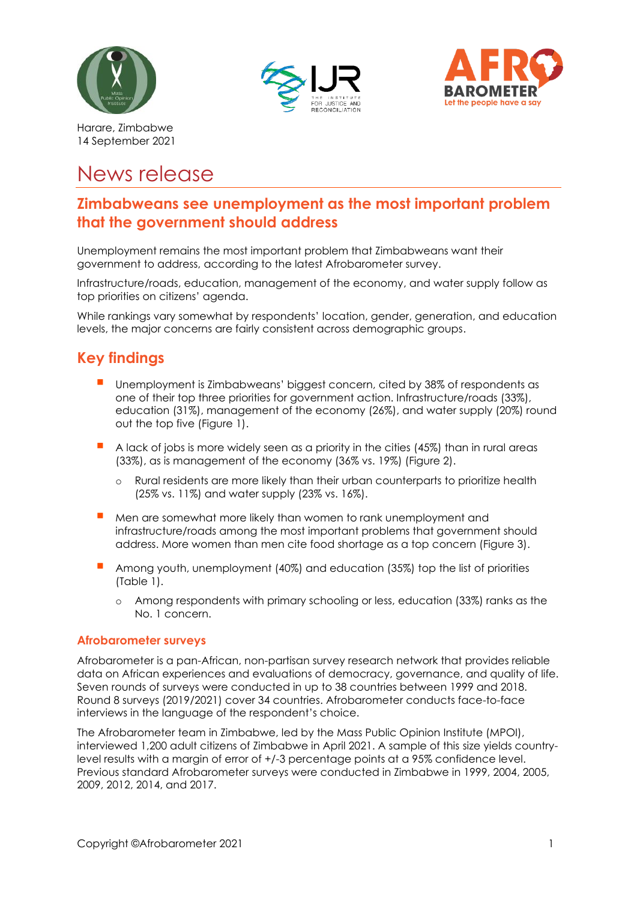Harare, Zimbabwe
14 September 2021

# News release

## Zimbabweans see unemployment as the most important problem that the government should address

Unemployment remains the most important problem that Zimbabweans want their government to address, according to the latest Afrobarometer survey.

Infrastructure/roads, education, management of the economy, and water supply follow as top priorities on citizens' agenda.

While rankings vary somewhat by respondents' location, gender, generation, and education levels, the major concerns are fairly consistent across demographic groups.

## Key findings

- Unemployment is Zimbabweans' biggest concern, cited by 38% of respondents as one of their top three priorities for government action. Infrastructure/roads (33%), education (31%), management of the economy (26%), and water supply (20%) round out the top five (Figure 1).
- A lack of jobs is more widely seen as a priority in the cities (45%) than in rural areas (33%), as is management of the economy (36% vs. 19%) (Figure 2).
  - Rural residents are more likely than their urban counterparts to prioritize health (25% vs. 11%) and water supply (23% vs. 16%).
- Men are somewhat more likely than women to rank unemployment and infrastructure/roads among the most important problems that government should address. More women than men cite food shortage as a top concern (Figure 3).
- Among youth, unemployment (40%) and education (35%) top the list of priorities (Table 1).
  - Among respondents with primary schooling or less, education (33%) ranks as the No. 1 concern.

### Afrobarometer surveys

Afrobarometer is a pan-African, non-partisan survey research network that provides reliable data on African experiences and evaluations of democracy, governance, and quality of life. Seven rounds of surveys were conducted in up to 38 countries between 1999 and 2018. Round 8 surveys (2019/2021) cover 34 countries. Afrobarometer conducts face-to-face interviews in the language of the respondent's choice.

The Afrobarometer team in Zimbabwe, led by the Mass Public Opinion Institute (MPOI), interviewed 1,200 adult citizens of Zimbabwe in April 2021. A sample of this size yields country-level results with a margin of error of +/-3 percentage points at a 95% confidence level. Previous standard Afrobarometer surveys were conducted in Zimbabwe in 1999, 2004, 2005, 2009, 2012, 2014, and 2017.

Copyright ©Afrobarometer 2021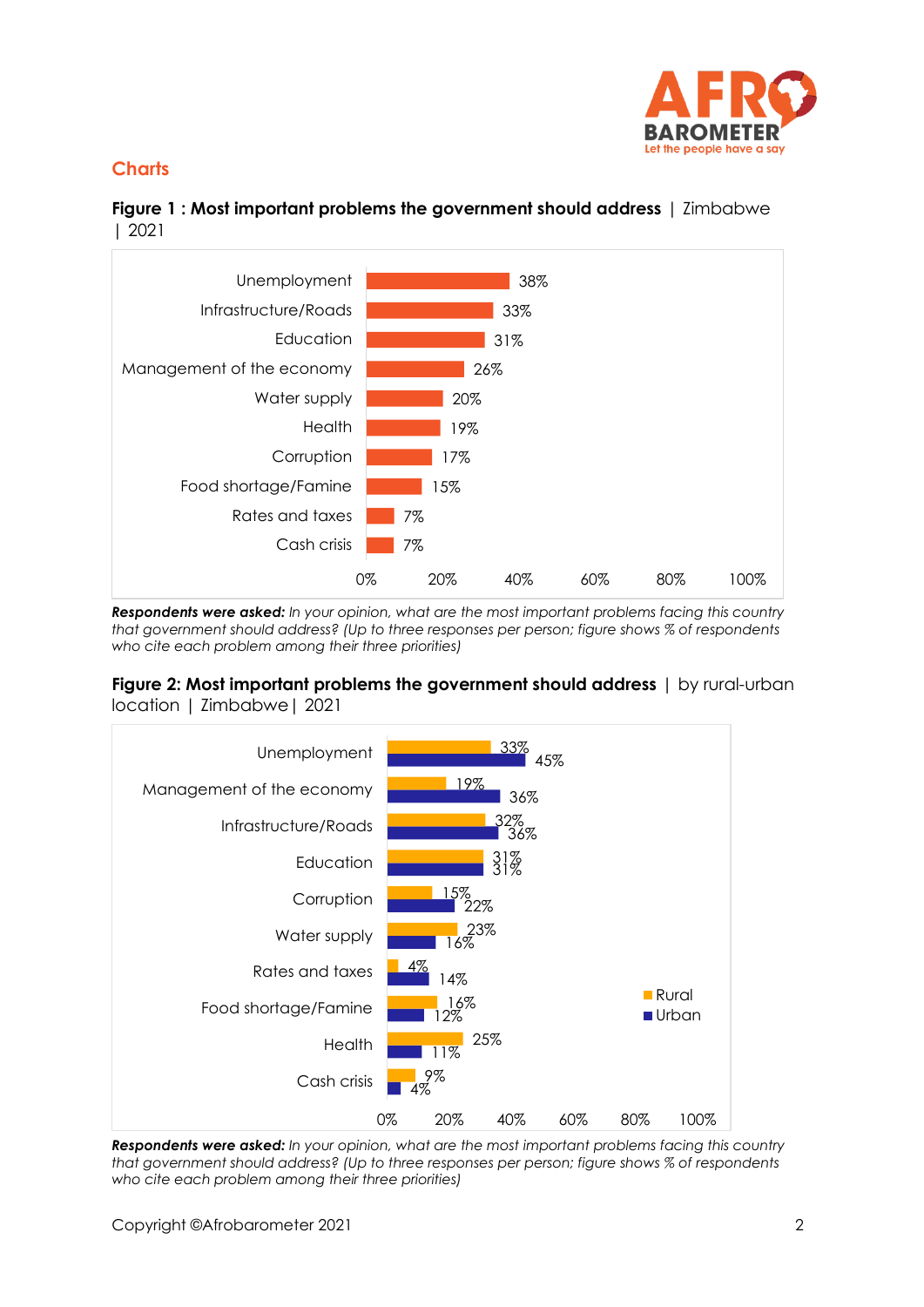## Charts

**Figure 1 : Most important problems the government should address** | Zimbabwe | 2021

| Problem | % |
|---|---|
| Unemployment | 38% |
| Infrastructure/Roads | 33% |
| Education | 31% |
| Management of the economy | 26% |
| Water supply | 20% |
| Health | 19% |
| Corruption | 17% |
| Food shortage/Famine | 15% |
| Rates and taxes | 7% |
| Cash crisis | 7% |

***Respondents were asked:*** *In your opinion, what are the most important problems facing this country that government should address? (Up to three responses per person; figure shows % of respondents who cite each problem among their three priorities)*

**Figure 2: Most important problems the government should address** | by rural-urban location | Zimbabwe | 2021

| Problem | Rural | Urban |
|---|---|---|
| Unemployment | 33% | 45% |
| Management of the economy | 19% | 36% |
| Infrastructure/Roads | 32% | 36% |
| Education | 31% | 31% |
| Corruption | 15% | 22% |
| Water supply | 23% | 16% |
| Rates and taxes | 4% | 14% |
| Food shortage/Famine | 16% | 12% |
| Health | 25% | 11% |
| Cash crisis | 9% | 4% |

***Respondents were asked:*** *In your opinion, what are the most important problems facing this country that government should address? (Up to three responses per person; figure shows % of respondents who cite each problem among their three priorities)*

Copyright ©Afrobarometer 2021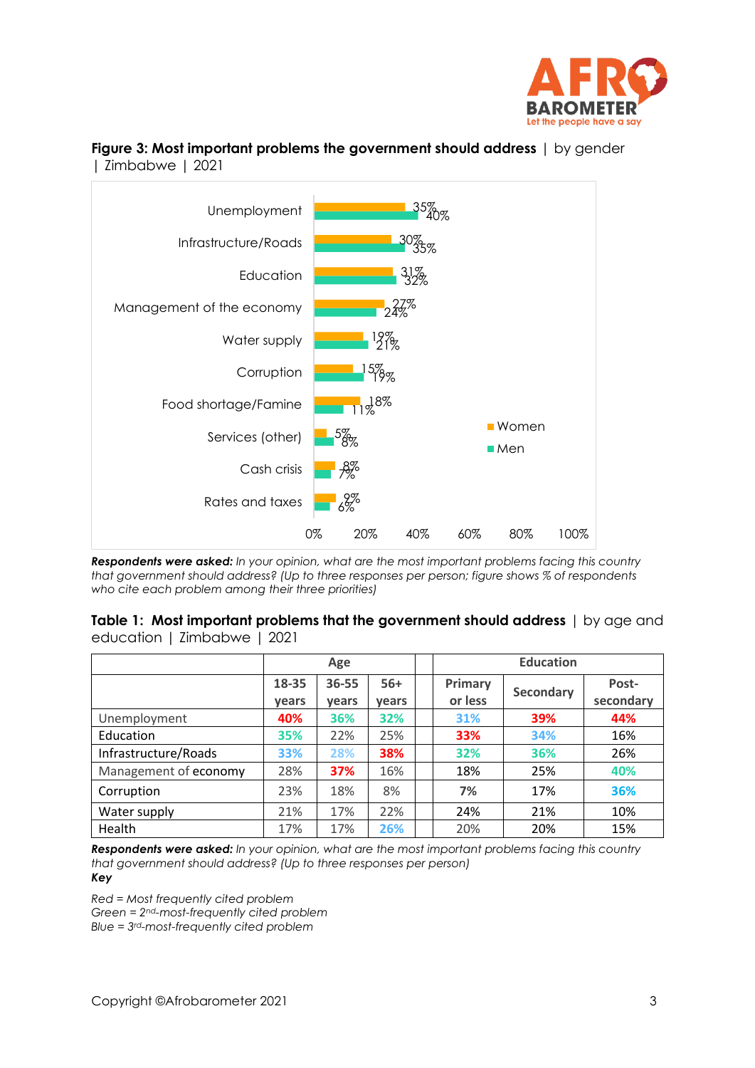**Figure 3: Most important problems the government should address** | by gender | Zimbabwe | 2021

| | Women | Men |
|---|---|---|
| Unemployment | 35% | 40% |
| Infrastructure/Roads | 30% | 35% |
| Education | 31% | 32% |
| Management of the economy | 27% | 24% |
| Water supply | 19% | 21% |
| Corruption | 15% | 19% |
| Food shortage/Famine | 18% | 11% |
| Services (other) | 5% | 8% |
| Cash crisis | 8% | 7% |
| Rates and taxes | 9% | 6% |

***Respondents were asked:*** *In your opinion, what are the most important problems facing this country that government should address? (Up to three responses per person; figure shows % of respondents who cite each problem among their three priorities)*

**Table 1: Most important problems that the government should address** | by age and education | Zimbabwe | 2021

| | Age | | | | Education | | |
|---|---|---|---|---|---|---|---|
| | 18-35 years | 36-55 years | 56+ years | | Primary or less | Secondary | Post-secondary |
| Unemployment | 40% | 36% | 32% | | 31% | 39% | 44% |
| Education | 35% | 22% | 25% | | 33% | 34% | 16% |
| Infrastructure/Roads | 33% | 28% | 38% | | 32% | 36% | 26% |
| Management of economy | 28% | 37% | 16% | | 18% | 25% | 40% |
| Corruption | 23% | 18% | 8% | | 7% | 17% | 36% |
| Water supply | 21% | 17% | 22% | | 24% | 21% | 10% |
| Health | 17% | 17% | 26% | | 20% | 20% | 15% |

***Respondents were asked:*** *In your opinion, what are the most important problems facing this country that government should address? (Up to three responses per person)*

***Key***

*Red = Most frequently cited problem*
*Green = 2nd-most-frequently cited problem*
*Blue = 3rd-most-frequently cited problem*

Copyright ©Afrobarometer 2021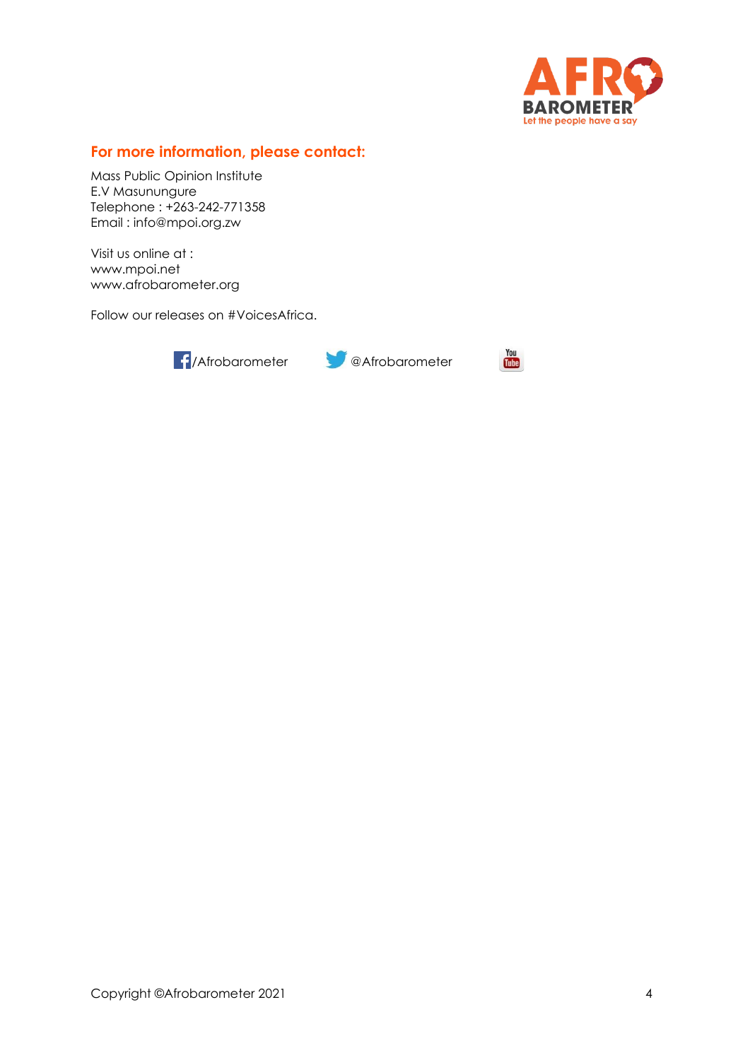## For more information, please contact:

Mass Public Opinion Institute
E.V Masunungure
Telephone : +263-242-771358
Email : info@mpoi.org.zw

Visit us online at :
www.mpoi.net
www.afrobarometer.org

Follow our releases on #VoicesAfrica.

/Afrobarometer    @Afrobarometer

Copyright ©Afrobarometer 2021